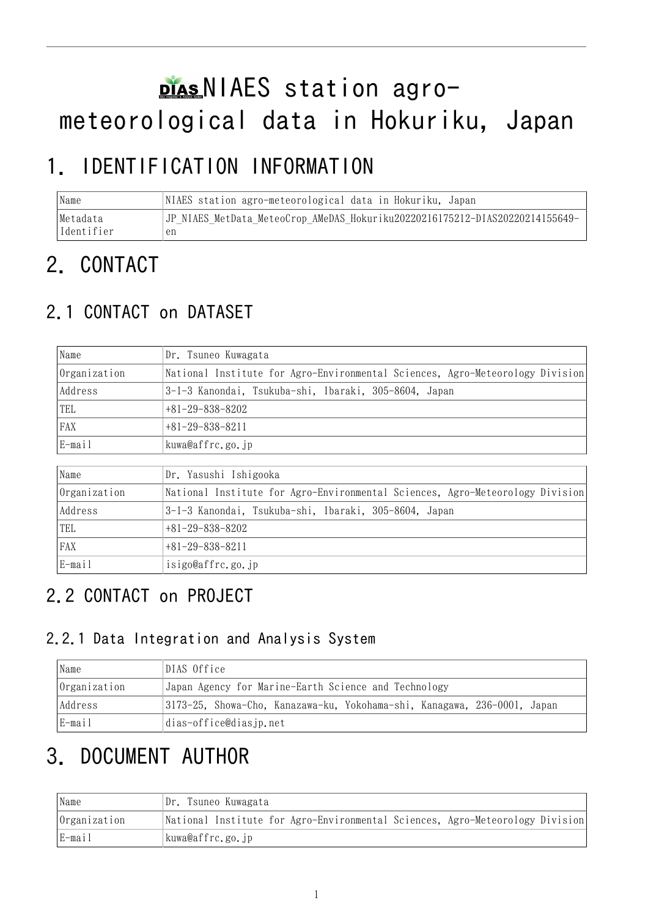# NIAES station agro-meteorological data in Hokuriku, Japan

## 1. IDENTIFICATION INFORMATION

| | |
|---|---|
| Name | NIAES station agro-meteorological data in Hokuriku, Japan |
| Metadata Identifier | JP_NIAES_MetData_MeteoCrop_AMeDAS_Hokuriku20220216175212-DIAS20220214155649-en |

## 2. CONTACT

### 2.1 CONTACT on DATASET

| | |
|---|---|
| Name | Dr. Tsuneo Kuwagata |
| Organization | National Institute for Agro-Environmental Sciences, Agro-Meteorology Division |
| Address | 3-1-3 Kanondai, Tsukuba-shi, Ibaraki, 305-8604, Japan |
| TEL | +81-29-838-8202 |
| FAX | +81-29-838-8211 |
| E-mail | kuwa@affrc.go.jp |

| | |
|---|---|
| Name | Dr. Yasushi Ishigooka |
| Organization | National Institute for Agro-Environmental Sciences, Agro-Meteorology Division |
| Address | 3-1-3 Kanondai, Tsukuba-shi, Ibaraki, 305-8604, Japan |
| TEL | +81-29-838-8202 |
| FAX | +81-29-838-8211 |
| E-mail | isigo@affrc.go.jp |

### 2.2 CONTACT on PROJECT

#### 2.2.1 Data Integration and Analysis System

| | |
|---|---|
| Name | DIAS Office |
| Organization | Japan Agency for Marine-Earth Science and Technology |
| Address | 3173-25, Showa-Cho, Kanazawa-ku, Yokohama-shi, Kanagawa, 236-0001, Japan |
| E-mail | dias-office@diasjp.net |

## 3. DOCUMENT AUTHOR

| | |
|---|---|
| Name | Dr. Tsuneo Kuwagata |
| Organization | National Institute for Agro-Environmental Sciences, Agro-Meteorology Division |
| E-mail | kuwa@affrc.go.jp |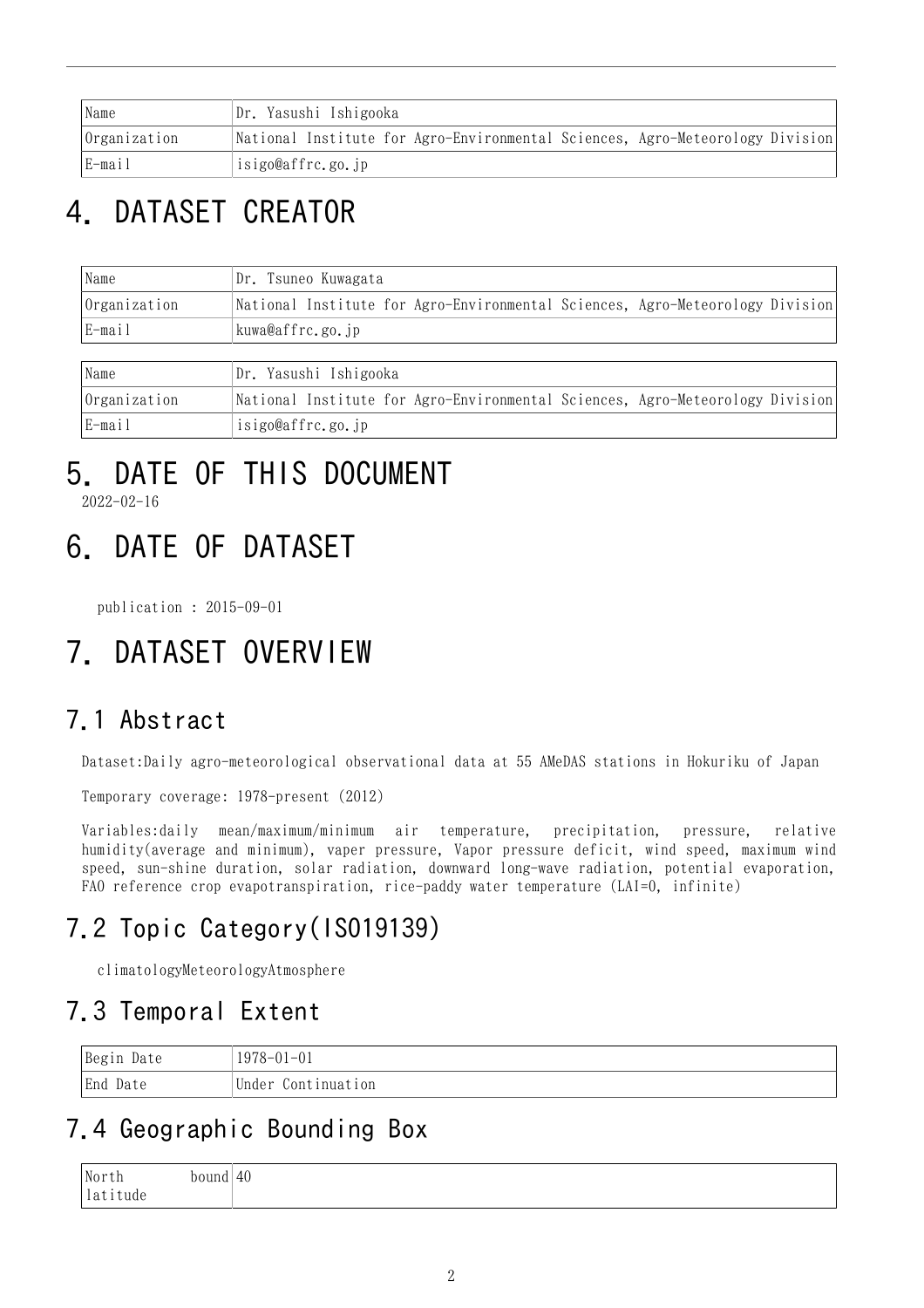| Name | Dr. Yasushi Ishigooka |
| --- | --- |
| Organization | National Institute for Agro-Environmental Sciences, Agro-Meteorology Division |
| E-mail | isigo@affrc.go.jp |

# 4. DATASET CREATOR

| Name | Dr. Tsuneo Kuwagata |
| --- | --- |
| Organization | National Institute for Agro-Environmental Sciences, Agro-Meteorology Division |
| E-mail | kuwa@affrc.go.jp |

| Name | Dr. Yasushi Ishigooka |
| --- | --- |
| Organization | National Institute for Agro-Environmental Sciences, Agro-Meteorology Division |
| E-mail | isigo@affrc.go.jp |

# 5. DATE OF THIS DOCUMENT

2022-02-16

# 6. DATE OF DATASET

publication : 2015-09-01

# 7. DATASET OVERVIEW

## 7.1 Abstract

Dataset:Daily agro-meteorological observational data at 55 AMeDAS stations in Hokuriku of Japan

Temporary coverage: 1978-present (2012)

Variables:daily mean/maximum/minimum air temperature, precipitation, pressure, relative humidity(average and minimum), vaper pressure, Vapor pressure deficit, wind speed, maximum wind speed, sun-shine duration, solar radiation, downward long-wave radiation, potential evaporation, FAO reference crop evapotranspiration, rice-paddy water temperature (LAI=0, infinite)

## 7.2 Topic Category(ISO19139)

climatologyMeteorologyAtmosphere

## 7.3 Temporal Extent

| Begin Date | 1978-01-01 |
| --- | --- |
| End Date | Under Continuation |

## 7.4 Geographic Bounding Box

| North bound latitude | 40 |
| --- | --- |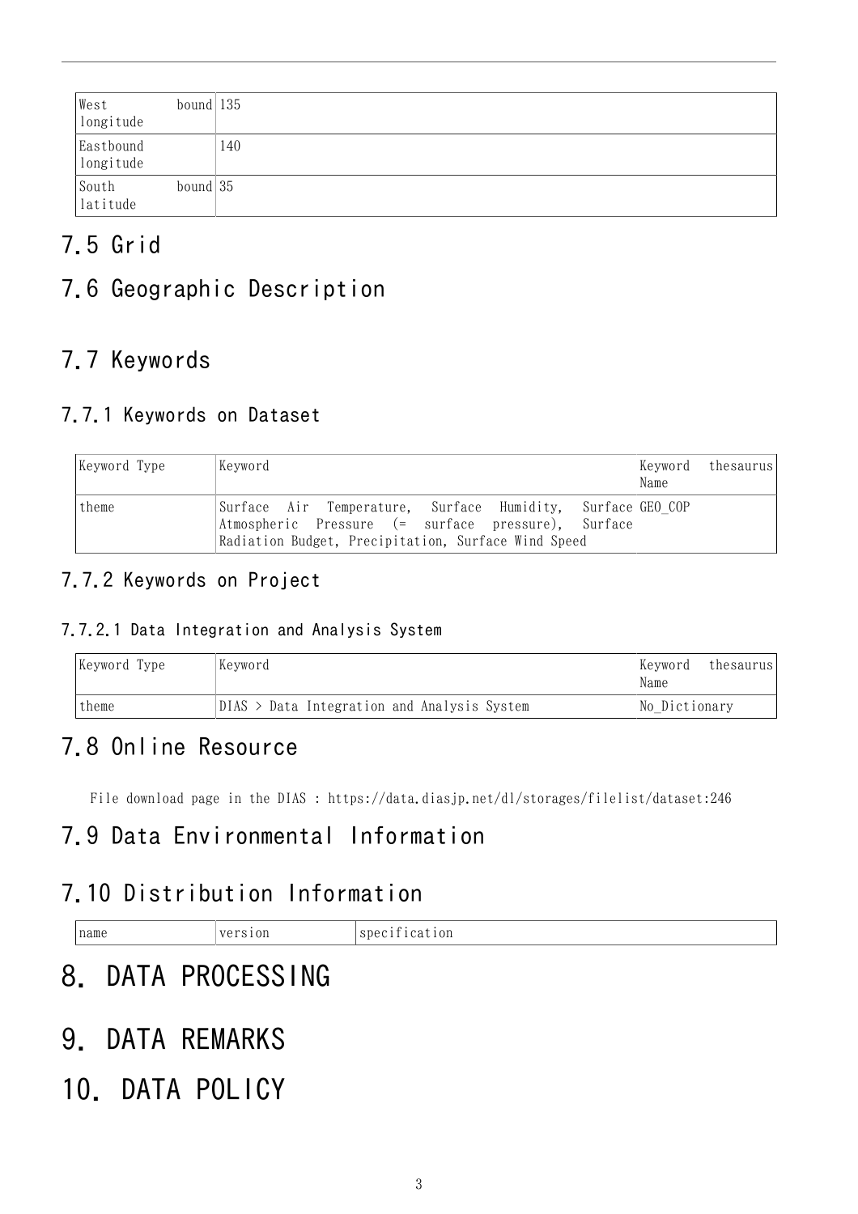| West bound longitude | 135 |
|---|---|
| Eastbound longitude | 140 |
| South bound latitude | 35 |

## 7.5 Grid

## 7.6 Geographic Description

## 7.7 Keywords

### 7.7.1 Keywords on Dataset

| Keyword Type | Keyword | Keyword thesaurus Name |
|---|---|---|
| theme | Surface Air Temperature, Surface Humidity, Surface Atmospheric Pressure (= surface pressure), Surface Radiation Budget, Precipitation, Surface Wind Speed | GEO_COP |

### 7.7.2 Keywords on Project

#### 7.7.2.1 Data Integration and Analysis System

| Keyword Type | Keyword | Keyword thesaurus Name |
|---|---|---|
| theme | DIAS > Data Integration and Analysis System | No_Dictionary |

## 7.8 Online Resource

File download page in the DIAS : https://data.diasjp.net/dl/storages/filelist/dataset:246

## 7.9 Data Environmental Information

## 7.10 Distribution Information

| name | version | specification |
|---|---|---|

# 8. DATA PROCESSING

# 9. DATA REMARKS

# 10. DATA POLICY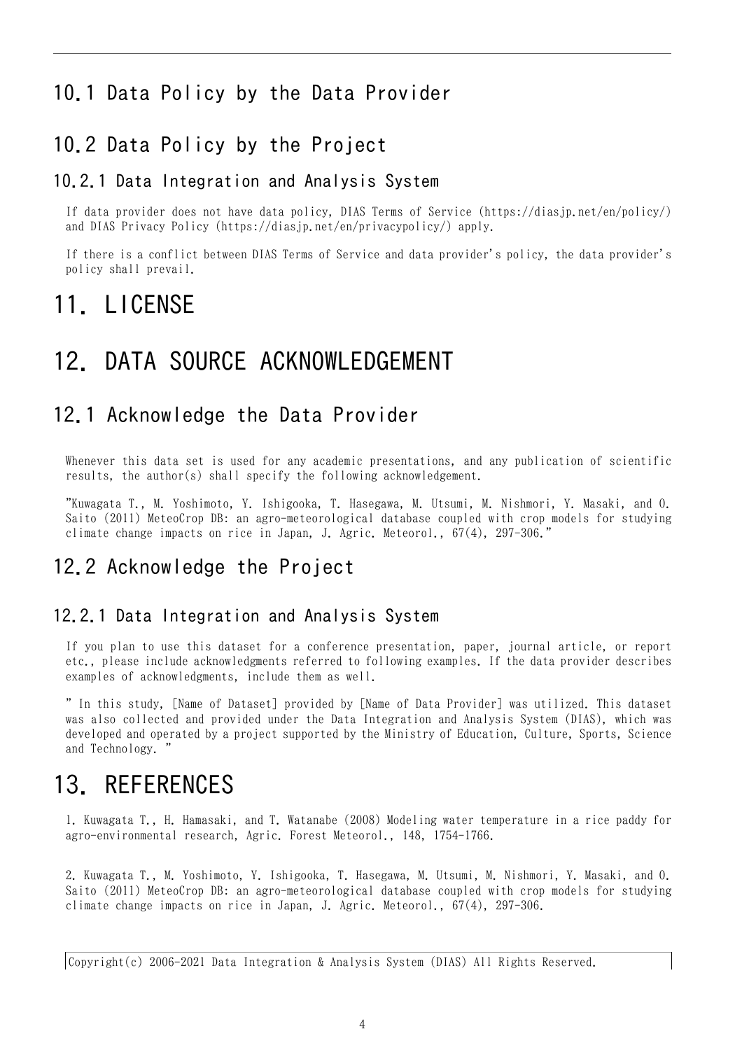## 10.1 Data Policy by the Data Provider

## 10.2 Data Policy by the Project

### 10.2.1 Data Integration and Analysis System

If data provider does not have data policy, DIAS Terms of Service (https://diasjp.net/en/policy/) and DIAS Privacy Policy (https://diasjp.net/en/privacypolicy/) apply.

If there is a conflict between DIAS Terms of Service and data provider's policy, the data provider's policy shall prevail.

# 11. LICENSE

# 12. DATA SOURCE ACKNOWLEDGEMENT

## 12.1 Acknowledge the Data Provider

Whenever this data set is used for any academic presentations, and any publication of scientific results, the author(s) shall specify the following acknowledgement.

"Kuwagata T., M. Yoshimoto, Y. Ishigooka, T. Hasegawa, M. Utsumi, M. Nishmori, Y. Masaki, and O. Saito (2011) MeteoCrop DB: an agro-meteorological database coupled with crop models for studying climate change impacts on rice in Japan, J. Agric. Meteorol., 67(4), 297-306."

## 12.2 Acknowledge the Project

### 12.2.1 Data Integration and Analysis System

If you plan to use this dataset for a conference presentation, paper, journal article, or report etc., please include acknowledgments referred to following examples. If the data provider describes examples of acknowledgments, include them as well.

" In this study, [Name of Dataset] provided by [Name of Data Provider] was utilized. This dataset was also collected and provided under the Data Integration and Analysis System (DIAS), which was developed and operated by a project supported by the Ministry of Education, Culture, Sports, Science and Technology. "

# 13. REFERENCES

1. Kuwagata T., H. Hamasaki, and T. Watanabe (2008) Modeling water temperature in a rice paddy for agro-environmental research, Agric. Forest Meteorol., 148, 1754-1766.

2. Kuwagata T., M. Yoshimoto, Y. Ishigooka, T. Hasegawa, M. Utsumi, M. Nishmori, Y. Masaki, and O. Saito (2011) MeteoCrop DB: an agro-meteorological database coupled with crop models for studying climate change impacts on rice in Japan, J. Agric. Meteorol., 67(4), 297-306.

Copyright(c) 2006-2021 Data Integration & Analysis System (DIAS) All Rights Reserved.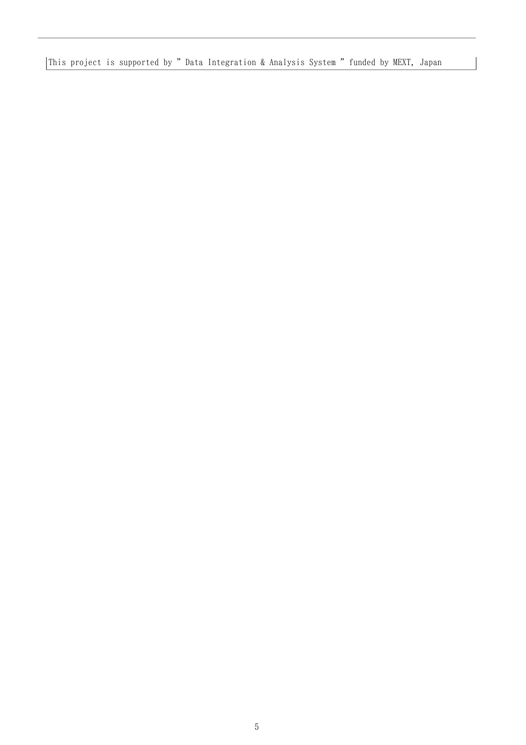This project is supported by " Data Integration & Analysis System " funded by MEXT, Japan